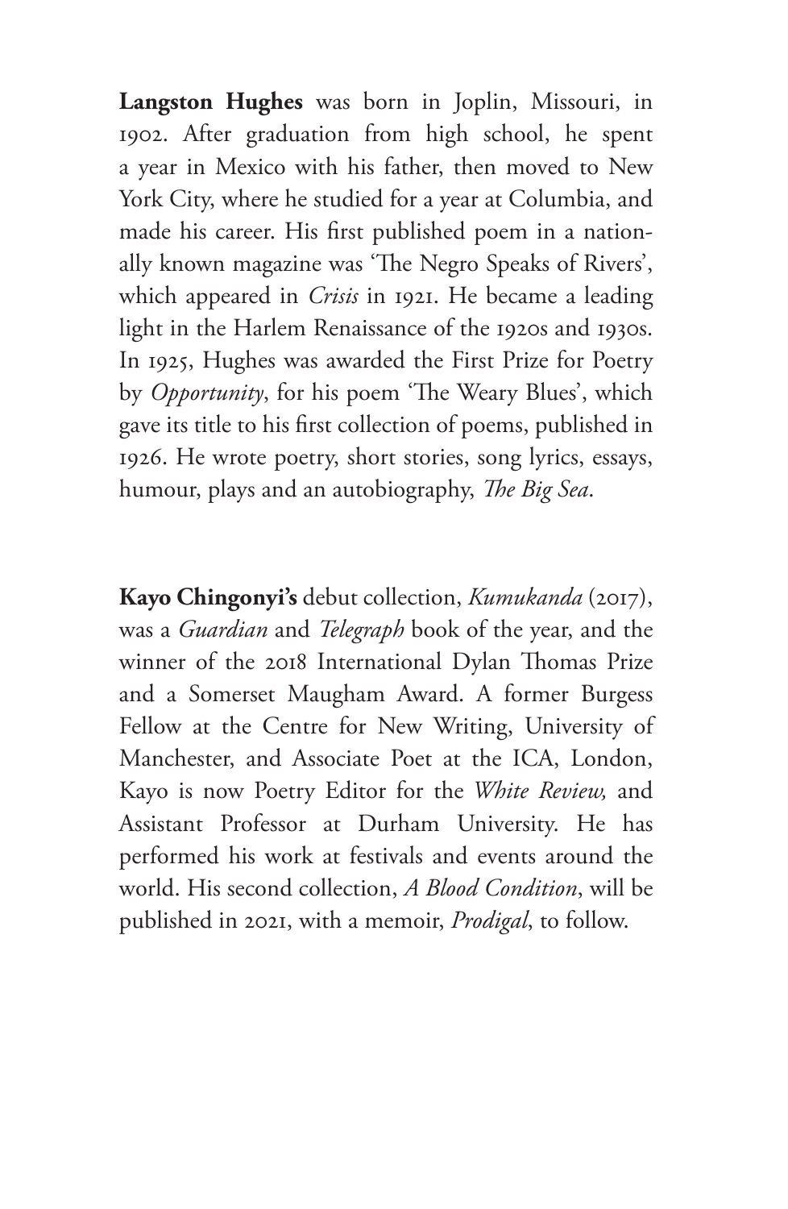**Langston Hughes** was born in Joplin, Missouri, in 1902. After graduation from high school, he spent a year in Mexico with his father, then moved to New York City, where he studied for a year at Columbia, and made his career. His first published poem in a nationally known magazine was 'The Negro Speaks of Rivers', which appeared in *Crisis* in 1921. He became a leading light in the Harlem Renaissance of the 1920s and 1930s. In 1925, Hughes was awarded the First Prize for Poetry by *Opportunity*, for his poem 'The Weary Blues', which gave its title to his first collection of poems, published in 1926. He wrote poetry, short stories, song lyrics, essays, humour, plays and an autobiography, *The Big Sea*.

**Kayo Chingonyi's** debut collection, *Kumukanda* (2017), was a *Guardian* and *Telegraph* book of the year, and the winner of the 2018 International Dylan Thomas Prize and a Somerset Maugham Award. A former Burgess Fellow at the Centre for New Writing, University of Manchester, and Associate Poet at the ICA, London, Kayo is now Poetry Editor for the *White Review,* and Assistant Professor at Durham University. He has performed his work at festivals and events around the world. His second collection, *A Blood Condition*, will be published in 2021, with a memoir, *Prodigal*, to follow.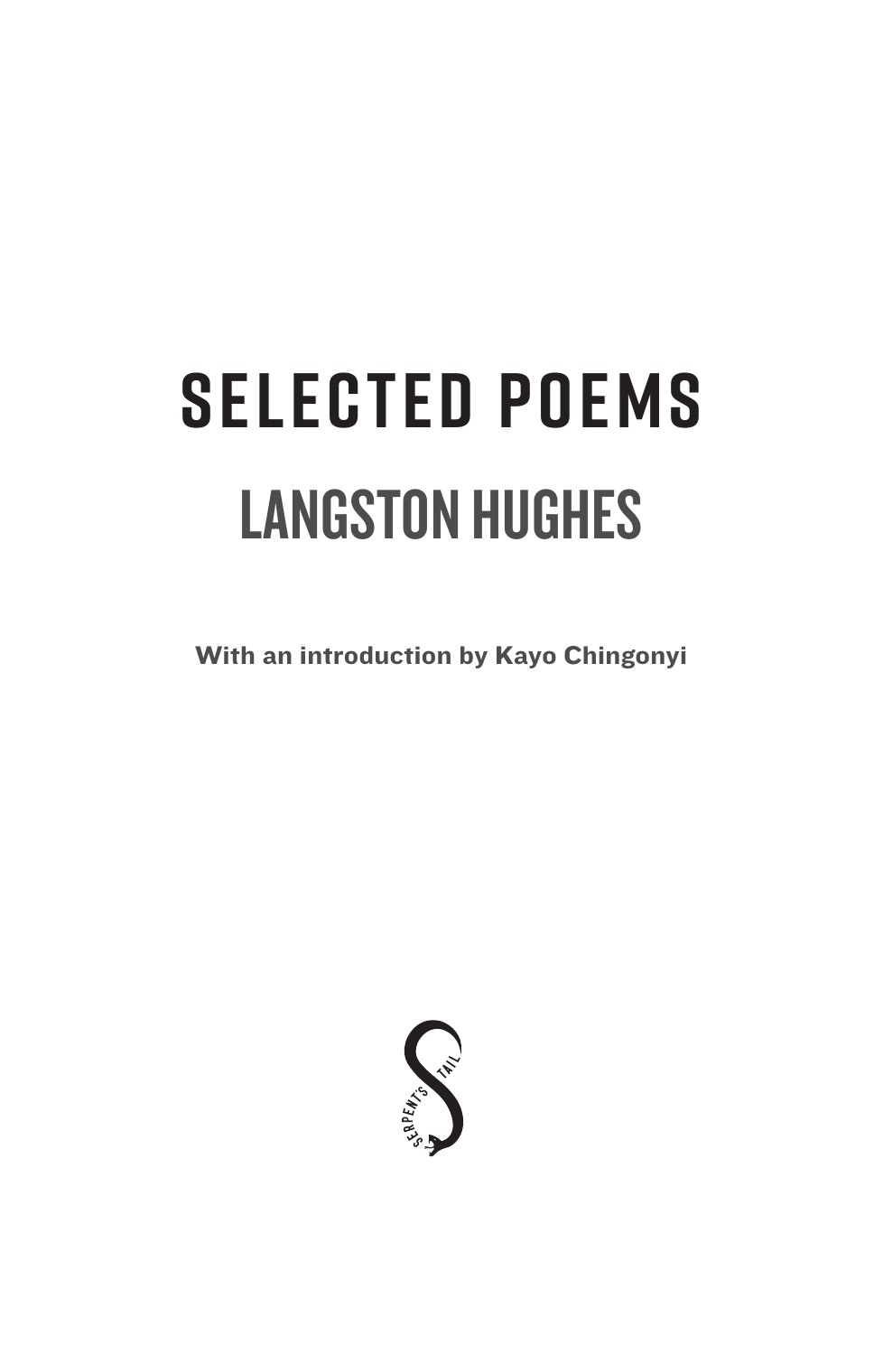# SELECTED POEMS

## LANGSTON HUGHES

**With an introduction by Kayo Chingonyi**

SERPENT'S TAIL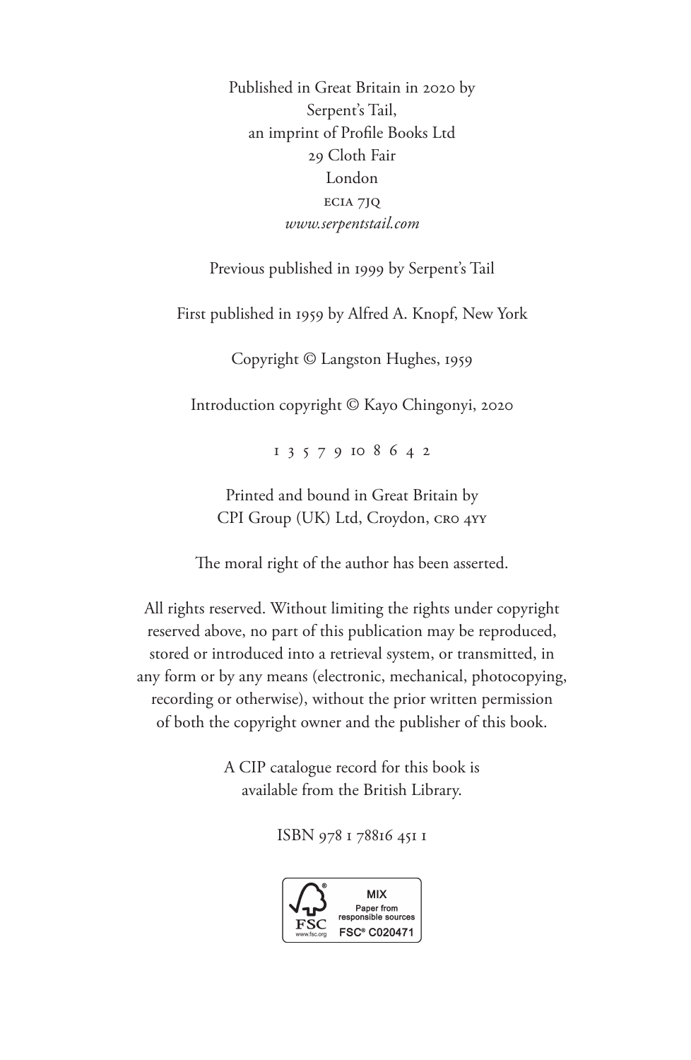Published in Great Britain in 2020 by
Serpent's Tail,
an imprint of Profile Books Ltd
29 Cloth Fair
London
EC1A 7JQ
*www.serpentstail.com*

Previous published in 1999 by Serpent's Tail

First published in 1959 by Alfred A. Knopf, New York

Copyright © Langston Hughes, 1959

Introduction copyright © Kayo Chingonyi, 2020

1 3 5 7 9 10 8 6 4 2

Printed and bound in Great Britain by
CPI Group (UK) Ltd, Croydon, CR0 4YY

The moral right of the author has been asserted.

All rights reserved. Without limiting the rights under copyright reserved above, no part of this publication may be reproduced, stored or introduced into a retrieval system, or transmitted, in any form or by any means (electronic, mechanical, photocopying, recording or otherwise), without the prior written permission of both the copyright owner and the publisher of this book.

A CIP catalogue record for this book is available from the British Library.

ISBN 978 1 78816 451 1

FSC www.fsc.org MIX Paper from responsible sources FSC® C020471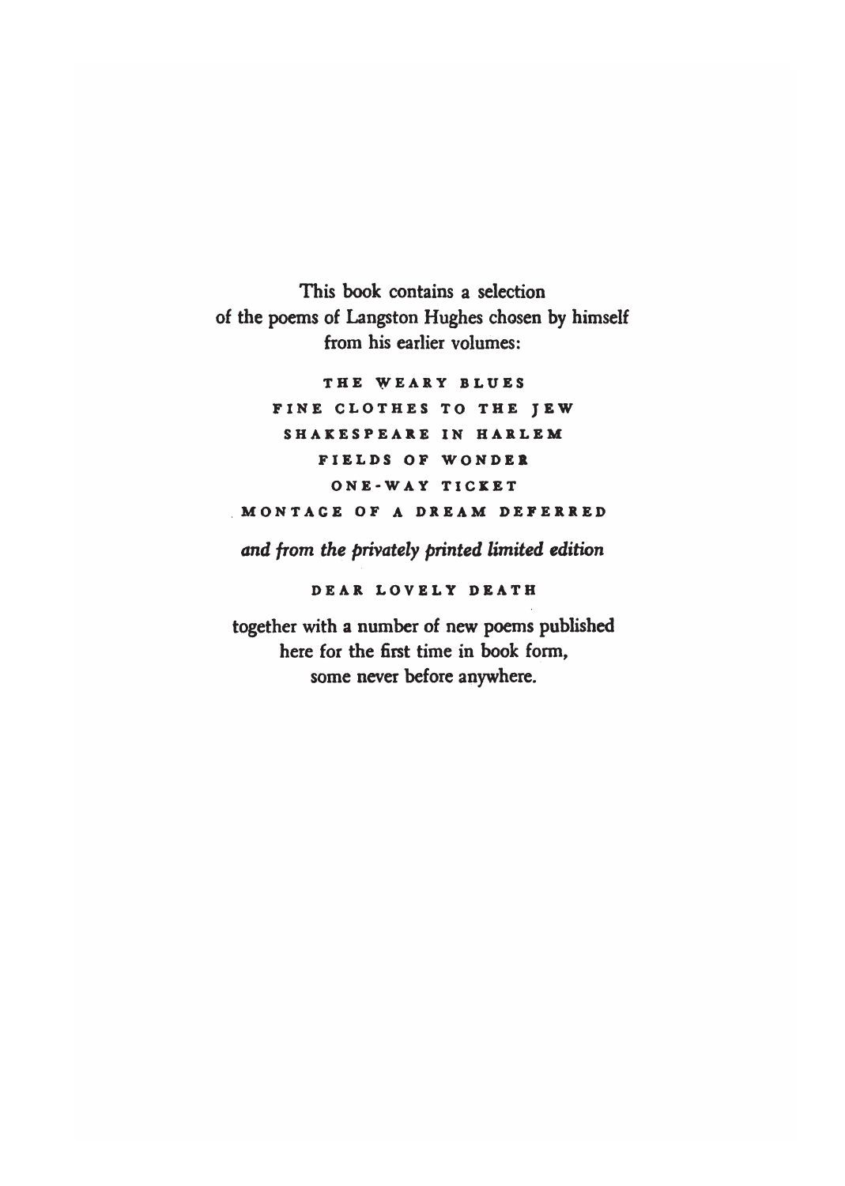This book contains a selection
of the poems of Langston Hughes chosen by himself
from his earlier volumes:

THE WEARY BLUES
FINE CLOTHES TO THE JEW
SHAKESPEARE IN HARLEM
FIELDS OF WONDER
ONE-WAY TICKET
MONTAGE OF A DREAM DEFERRED

*and from the privately printed limited edition*

DEAR LOVELY DEATH

together with a number of new poems published
here for the first time in book form,
some never before anywhere.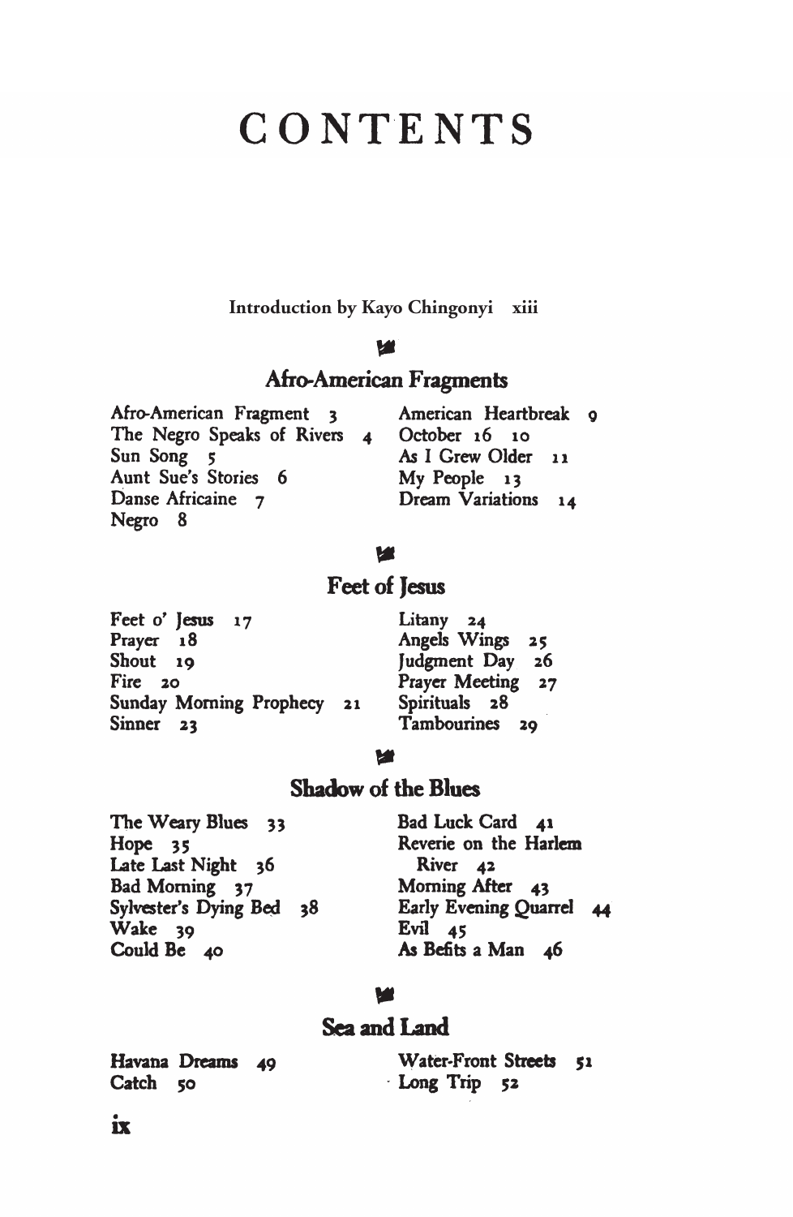# CONTENTS

Introduction by Kayo Chingonyi xiii

## Afro-American Fragments

Afro-American Fragment 3
The Negro Speaks of Rivers 4
Sun Song 5
Aunt Sue's Stories 6
Danse Africaine 7
Negro 8
American Heartbreak 9
October 16 10
As I Grew Older 11
My People 13
Dream Variations 14

## Feet of Jesus

Feet o' Jesus 17
Prayer 18
Shout 19
Fire 20
Sunday Morning Prophecy 21
Sinner 23
Litany 24
Angels Wings 25
Judgment Day 26
Prayer Meeting 27
Spirituals 28
Tambourines 29

## Shadow of the Blues

The Weary Blues 33
Hope 35
Late Last Night 36
Bad Morning 37
Sylvester's Dying Bed 38
Wake 39
Could Be 40
Bad Luck Card 41
Reverie on the Harlem River 42
Morning After 43
Early Evening Quarrel 44
Evil 45
As Befits a Man 46

## Sea and Land

Havana Dreams 49
Catch 50
Water-Front Streets 51
Long Trip 52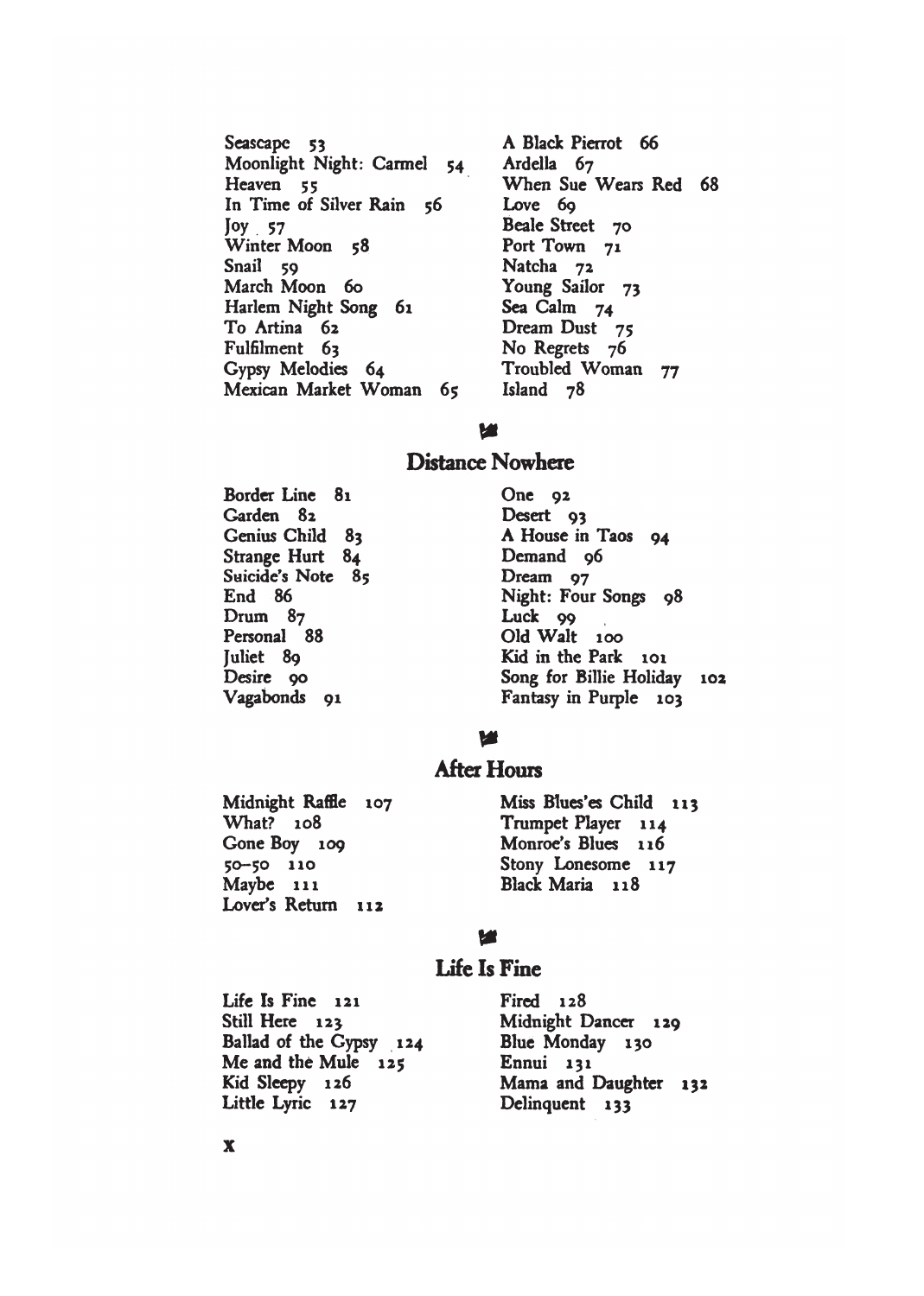Seascape 53
Moonlight Night: Carmel 54
Heaven 55
In Time of Silver Rain 56
Joy 57
Winter Moon 58
Snail 59
March Moon 60
Harlem Night Song 61
To Artina 62
Fulfilment 63
Gypsy Melodies 64
Mexican Market Woman 65
A Black Pierrot 66
Ardella 67
When Sue Wears Red 68
Love 69
Beale Street 70
Port Town 71
Natcha 72
Young Sailor 73
Sea Calm 74
Dream Dust 75
No Regrets 76
Troubled Woman 77
Island 78

## Distance Nowhere

Border Line 81
Garden 82
Genius Child 83
Strange Hurt 84
Suicide's Note 85
End 86
Drum 87
Personal 88
Juliet 89
Desire 90
Vagabonds 91
One 92
Desert 93
A House in Taos 94
Demand 96
Dream 97
Night: Four Songs 98
Luck 99
Old Walt 100
Kid in the Park 101
Song for Billie Holiday 102
Fantasy in Purple 103

## After Hours

Midnight Raffle 107
What? 108
Gone Boy 109
50–50 110
Maybe 111
Lover's Return 112
Miss Blues'es Child 113
Trumpet Player 114
Monroe's Blues 116
Stony Lonesome 117
Black Maria 118

## Life Is Fine

Life Is Fine 121
Still Here 123
Ballad of the Gypsy 124
Me and the Mule 125
Kid Sleepy 126
Little Lyric 127
Fired 128
Midnight Dancer 129
Blue Monday 130
Ennui 131
Mama and Daughter 132
Delinquent 133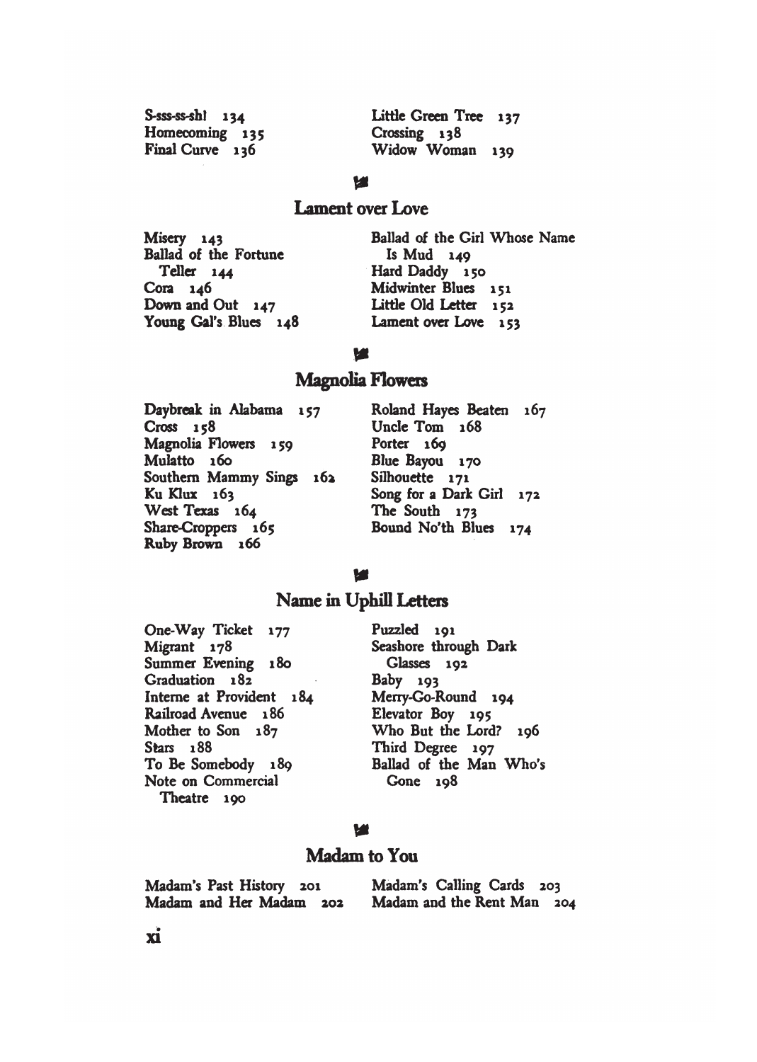S-sss-ss-sh! 134
Homecoming 135
Final Curve 136
Little Green Tree 137
Crossing 138
Widow Woman 139

## Lament over Love

Misery 143
Ballad of the Fortune Teller 144
Cora 146
Down and Out 147
Young Gal's Blues 148
Ballad of the Girl Whose Name Is Mud 149
Hard Daddy 150
Midwinter Blues 151
Little Old Letter 152
Lament over Love 153

## Magnolia Flowers

Daybreak in Alabama 157
Cross 158
Magnolia Flowers 159
Mulatto 160
Southern Mammy Sings 162
Ku Klux 163
West Texas 164
Share-Croppers 165
Ruby Brown 166
Roland Hayes Beaten 167
Uncle Tom 168
Porter 169
Blue Bayou 170
Silhouette 171
Song for a Dark Girl 172
The South 173
Bound No'th Blues 174

## Name in Uphill Letters

One-Way Ticket 177
Migrant 178
Summer Evening 180
Graduation 182
Interne at Provident 184
Railroad Avenue 186
Mother to Son 187
Stars 188
To Be Somebody 189
Note on Commercial Theatre 190
Puzzled 191
Seashore through Dark Glasses 192
Baby 193
Merry-Go-Round 194
Elevator Boy 195
Who But the Lord? 196
Third Degree 197
Ballad of the Man Who's Gone 198

## Madam to You

Madam's Past History 201
Madam and Her Madam 202
Madam's Calling Cards 203
Madam and the Rent Man 204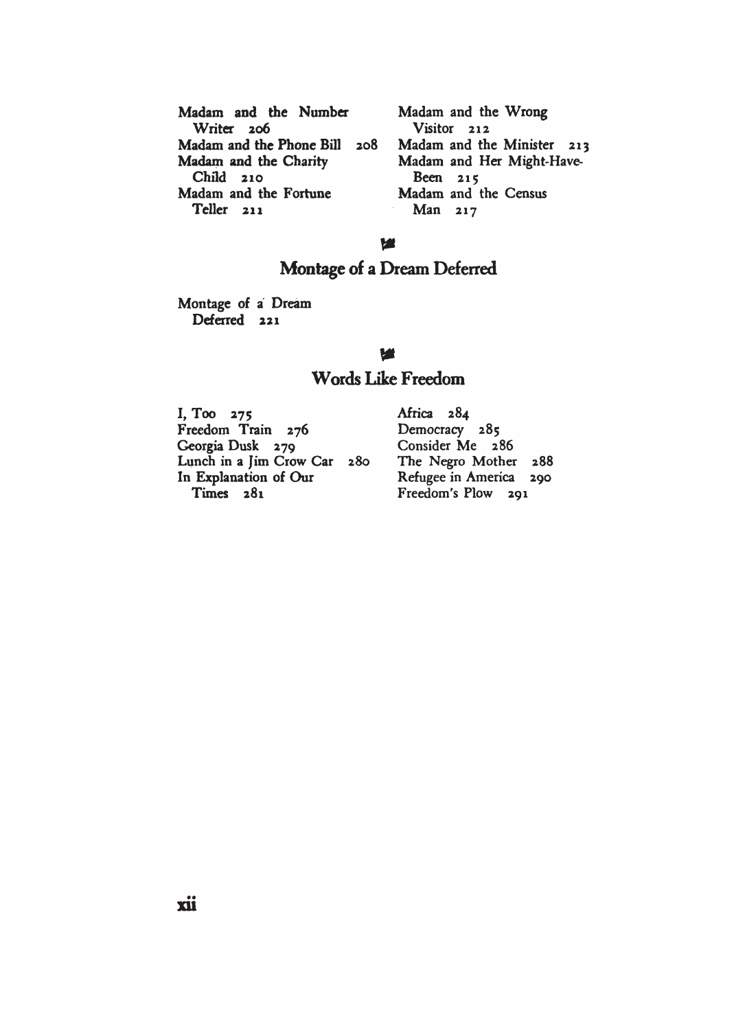Madam and the Number Writer 206
Madam and the Phone Bill 208
Madam and the Charity Child 210
Madam and the Fortune Teller 211
Madam and the Wrong Visitor 212
Madam and the Minister 213
Madam and Her Might-Have-Been 215
Madam and the Census Man 217

## Montage of a Dream Deferred

Montage of a Dream Deferred 221

## Words Like Freedom

I, Too 275
Freedom Train 276
Georgia Dusk 279
Lunch in a Jim Crow Car 280
In Explanation of Our Times 281
Africa 284
Democracy 285
Consider Me 286
The Negro Mother 288
Refugee in America 290
Freedom's Plow 291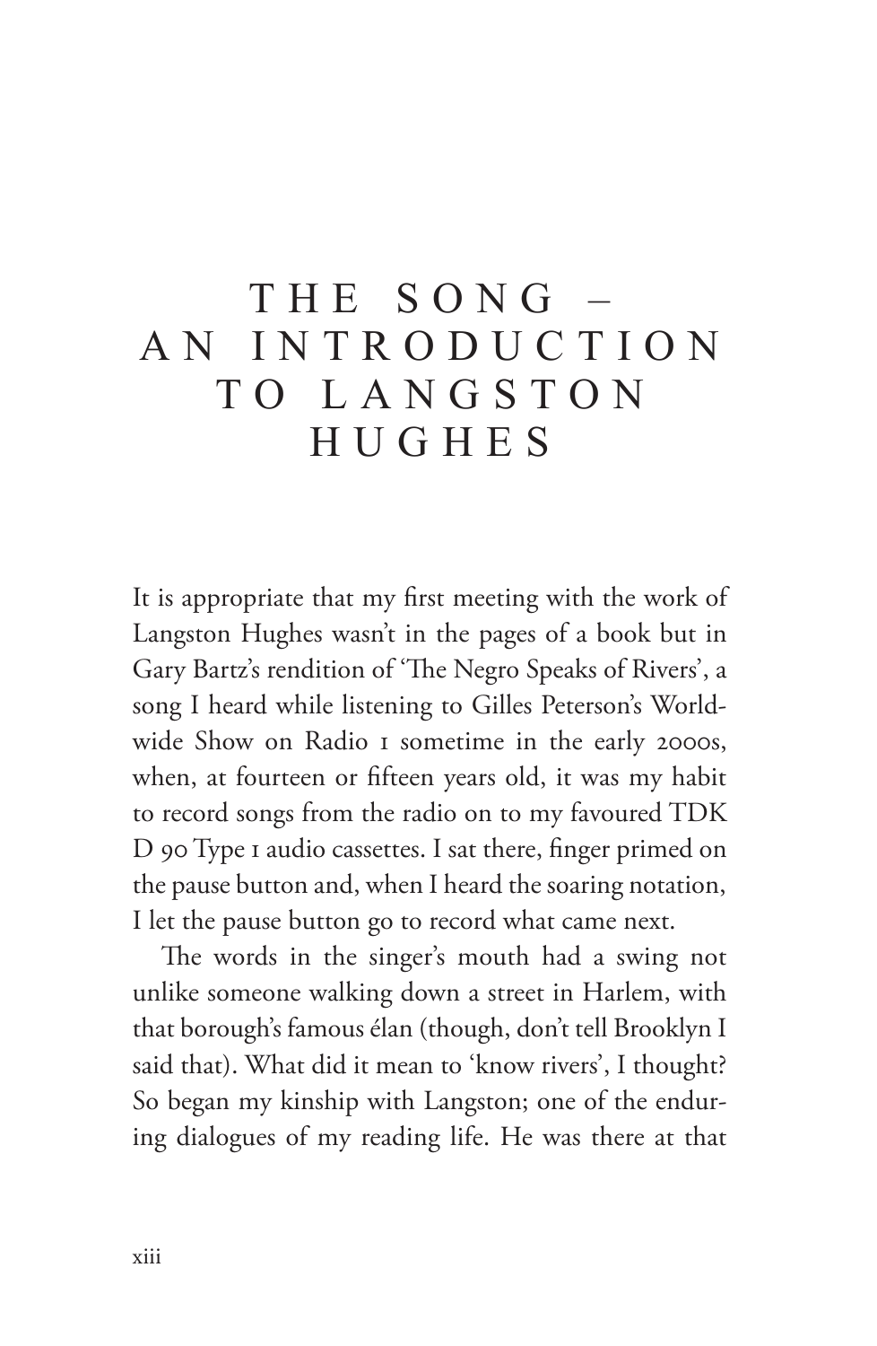# THE SONG – AN INTRODUCTION TO LANGSTON HUGHES

It is appropriate that my first meeting with the work of Langston Hughes wasn't in the pages of a book but in Gary Bartz's rendition of 'The Negro Speaks of Rivers', a song I heard while listening to Gilles Peterson's World-wide Show on Radio 1 sometime in the early 2000s, when, at fourteen or fifteen years old, it was my habit to record songs from the radio on to my favoured TDK D 90 Type I audio cassettes. I sat there, finger primed on the pause button and, when I heard the soaring notation, I let the pause button go to record what came next.

The words in the singer's mouth had a swing not unlike someone walking down a street in Harlem, with that borough's famous élan (though, don't tell Brooklyn I said that). What did it mean to 'know rivers', I thought? So began my kinship with Langston; one of the enduring dialogues of my reading life. He was there at that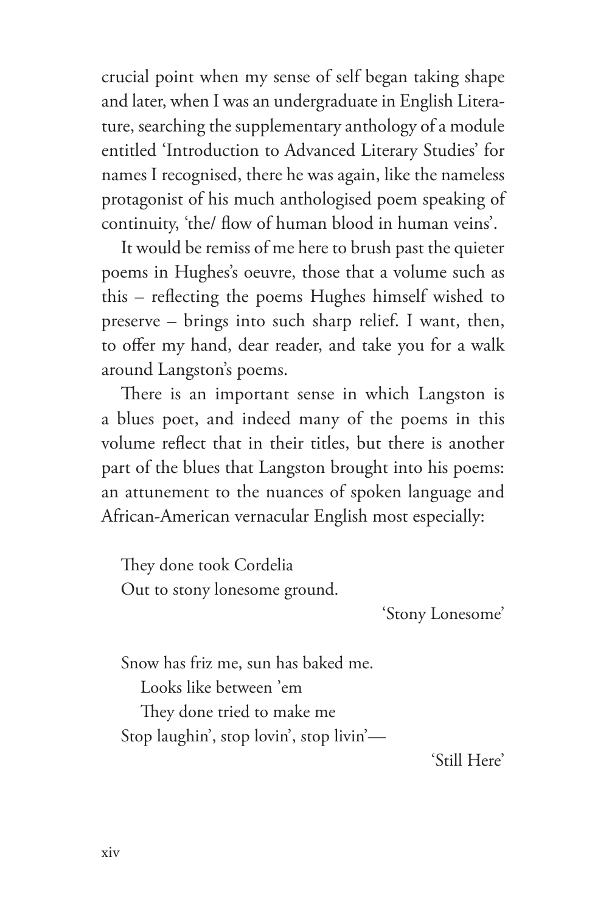crucial point when my sense of self began taking shape and later, when I was an undergraduate in English Literature, searching the supplementary anthology of a module entitled 'Introduction to Advanced Literary Studies' for names I recognised, there he was again, like the nameless protagonist of his much anthologised poem speaking of continuity, 'the/ flow of human blood in human veins'.

It would be remiss of me here to brush past the quieter poems in Hughes's oeuvre, those that a volume such as this – reflecting the poems Hughes himself wished to preserve – brings into such sharp relief. I want, then, to offer my hand, dear reader, and take you for a walk around Langston's poems.

There is an important sense in which Langston is a blues poet, and indeed many of the poems in this volume reflect that in their titles, but there is another part of the blues that Langston brought into his poems: an attunement to the nuances of spoken language and African-American vernacular English most especially:

> They done took Cordelia
> Out to stony lonesome ground.
>
> 'Stony Lonesome'

> Snow has friz me, sun has baked me.
>   Looks like between 'em
>   They done tried to make me
> Stop laughin', stop lovin', stop livin'—
>
> 'Still Here'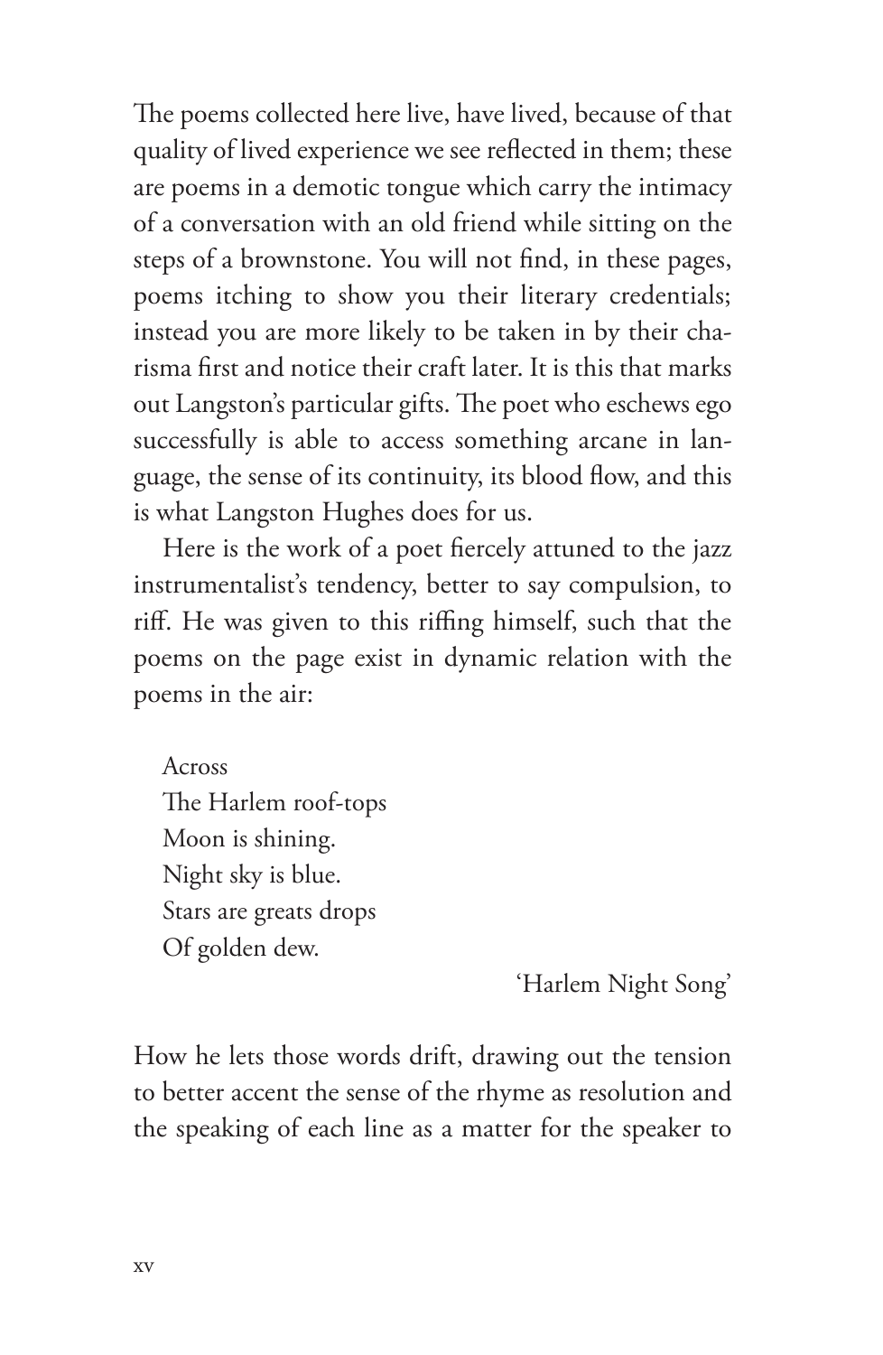The poems collected here live, have lived, because of that quality of lived experience we see reflected in them; these are poems in a demotic tongue which carry the intimacy of a conversation with an old friend while sitting on the steps of a brownstone. You will not find, in these pages, poems itching to show you their literary credentials; instead you are more likely to be taken in by their charisma first and notice their craft later. It is this that marks out Langston's particular gifts. The poet who eschews ego successfully is able to access something arcane in language, the sense of its continuity, its blood flow, and this is what Langston Hughes does for us.

Here is the work of a poet fiercely attuned to the jazz instrumentalist's tendency, better to say compulsion, to riff. He was given to this riffing himself, such that the poems on the page exist in dynamic relation with the poems in the air:

> Across  
> The Harlem roof-tops  
> Moon is shining.  
> Night sky is blue.  
> Stars are greats drops  
> Of golden dew.
>
> 'Harlem Night Song'

How he lets those words drift, drawing out the tension to better accent the sense of the rhyme as resolution and the speaking of each line as a matter for the speaker to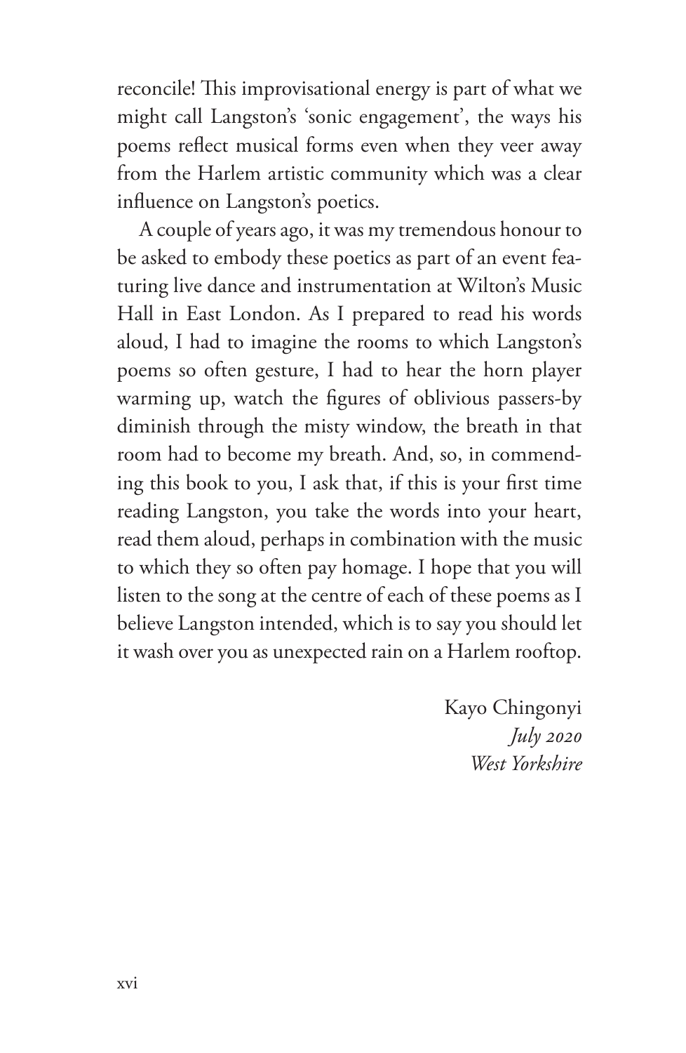reconcile! This improvisational energy is part of what we might call Langston's 'sonic engagement', the ways his poems reflect musical forms even when they veer away from the Harlem artistic community which was a clear influence on Langston's poetics.

A couple of years ago, it was my tremendous honour to be asked to embody these poetics as part of an event featuring live dance and instrumentation at Wilton's Music Hall in East London. As I prepared to read his words aloud, I had to imagine the rooms to which Langston's poems so often gesture, I had to hear the horn player warming up, watch the figures of oblivious passers-by diminish through the misty window, the breath in that room had to become my breath. And, so, in commending this book to you, I ask that, if this is your first time reading Langston, you take the words into your heart, read them aloud, perhaps in combination with the music to which they so often pay homage. I hope that you will listen to the song at the centre of each of these poems as I believe Langston intended, which is to say you should let it wash over you as unexpected rain on a Harlem rooftop.

Kayo Chingonyi
*July 2020*
*West Yorkshire*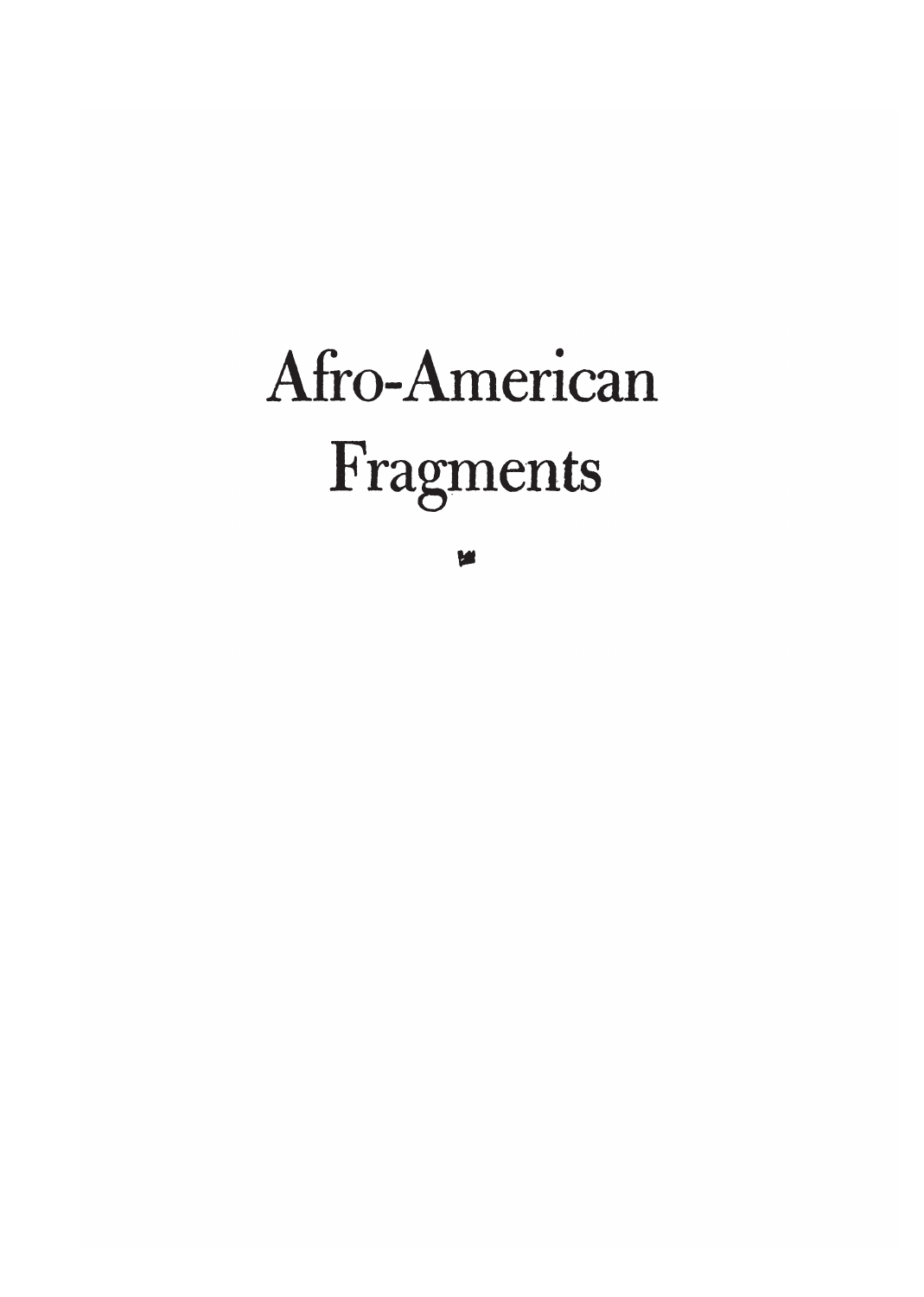# Afro-American Fragments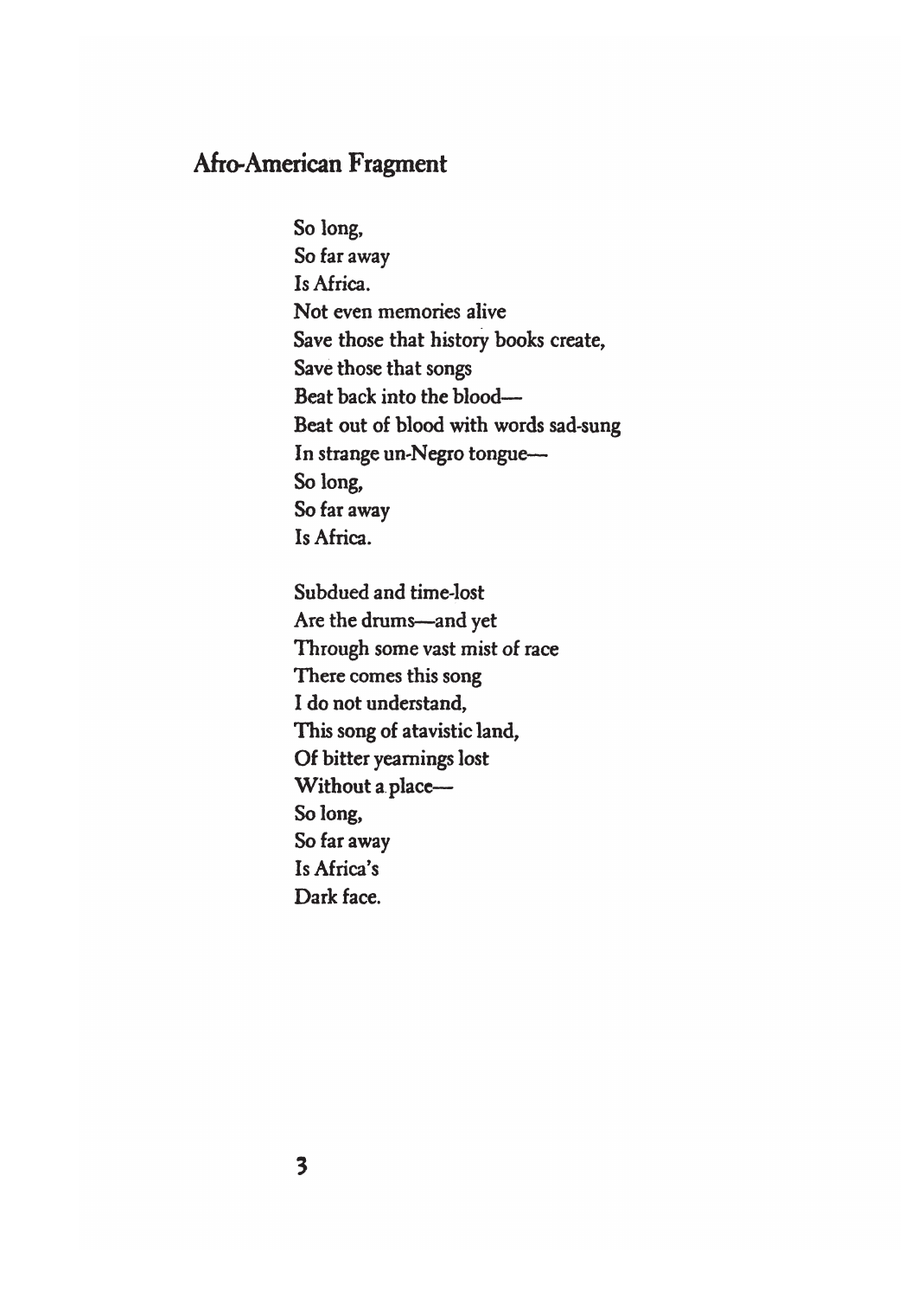## Afro-American Fragment

So long,
So far away
Is Africa.
Not even memories alive
Save those that history books create,
Save those that songs
Beat back into the blood—
Beat out of blood with words sad-sung
In strange un-Negro tongue—
So long,
So far away
Is Africa.

Subdued and time-lost
Are the drums—and yet
Through some vast mist of race
There comes this song
I do not understand,
This song of atavistic land,
Of bitter yearnings lost
Without a place—
So long,
So far away
Is Africa's
Dark face.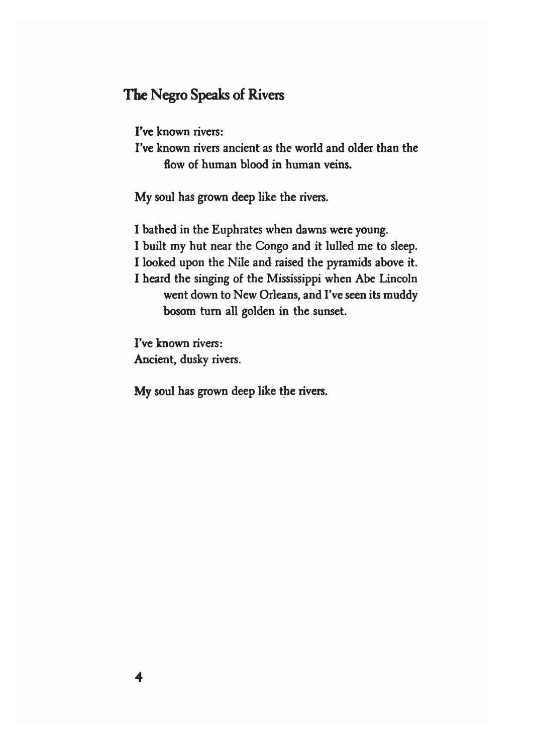## The Negro Speaks of Rivers

I've known rivers:  
I've known rivers ancient as the world and older than the flow of human blood in human veins.

My soul has grown deep like the rivers.

I bathed in the Euphrates when dawns were young.  
I built my hut near the Congo and it lulled me to sleep.  
I looked upon the Nile and raised the pyramids above it.  
I heard the singing of the Mississippi when Abe Lincoln went down to New Orleans, and I've seen its muddy bosom turn all golden in the sunset.

I've known rivers:  
Ancient, dusky rivers.

My soul has grown deep like the rivers.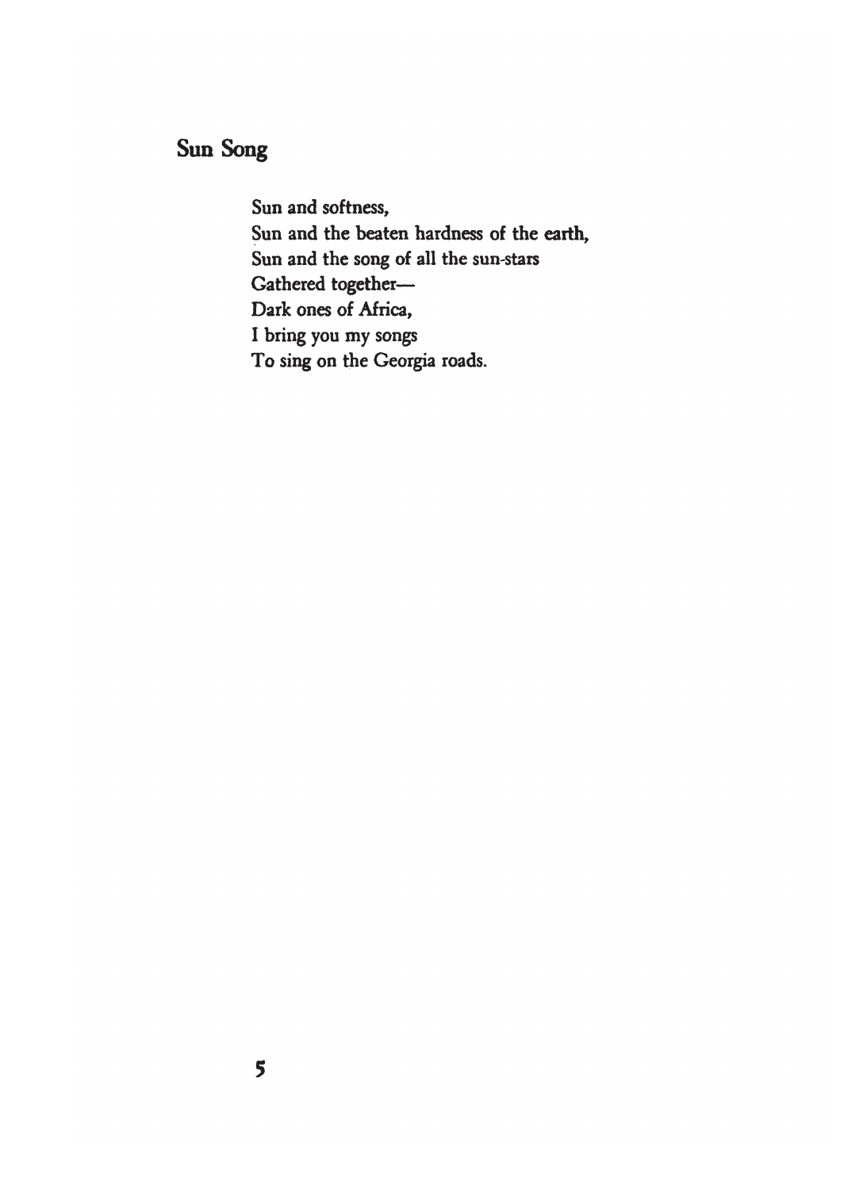## Sun Song

Sun and softness,  
Sun and the beaten hardness of the earth,  
Sun and the song of all the sun-stars  
Gathered together—  
Dark ones of Africa,  
I bring you my songs  
To sing on the Georgia roads.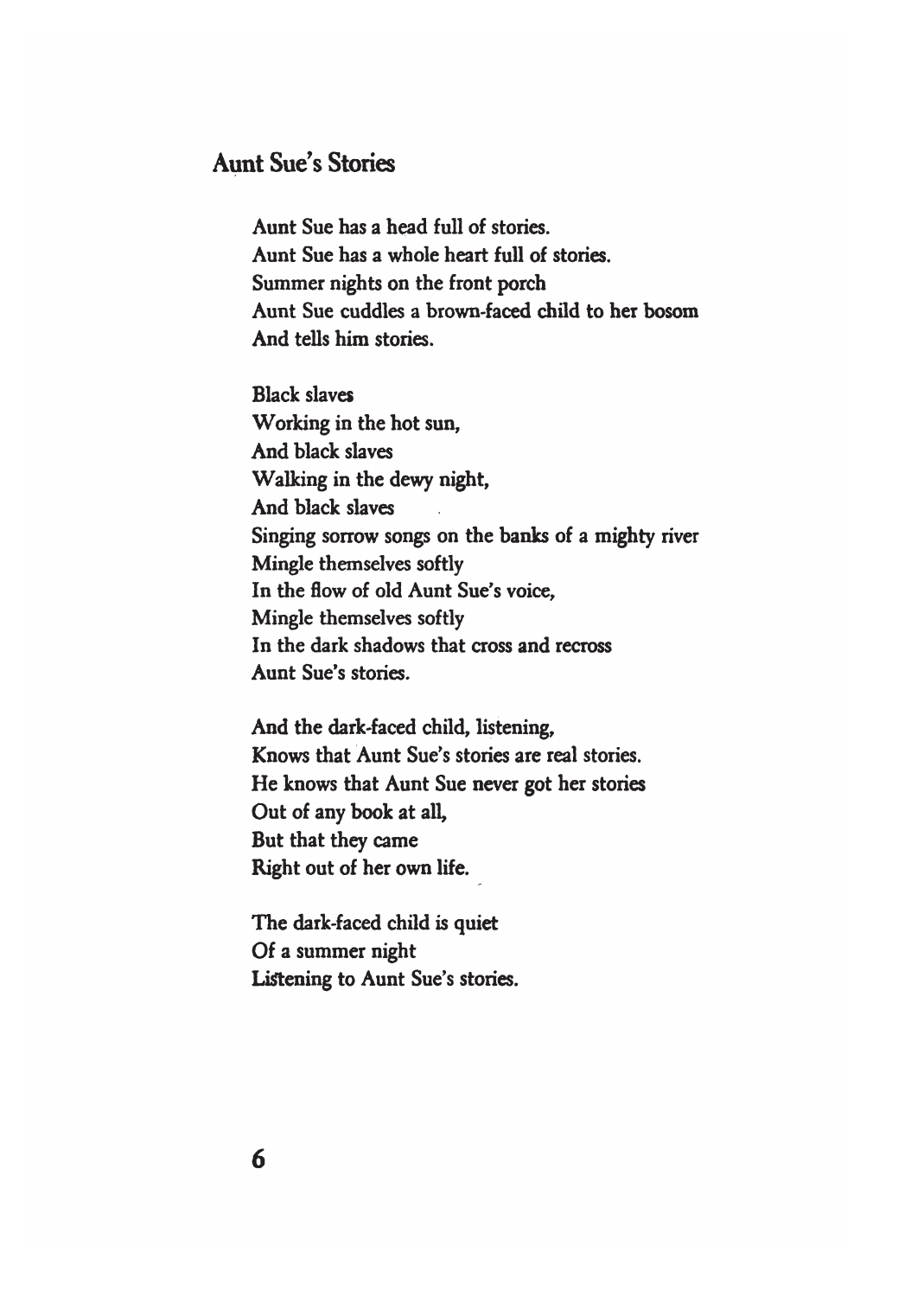## Aunt Sue's Stories

Aunt Sue has a head full of stories.  
Aunt Sue has a whole heart full of stories.  
Summer nights on the front porch  
Aunt Sue cuddles a brown-faced child to her bosom  
And tells him stories.

Black slaves  
Working in the hot sun,  
And black slaves  
Walking in the dewy night,  
And black slaves  
Singing sorrow songs on the banks of a mighty river  
Mingle themselves softly  
In the flow of old Aunt Sue's voice,  
Mingle themselves softly  
In the dark shadows that cross and recross  
Aunt Sue's stories.

And the dark-faced child, listening,  
Knows that Aunt Sue's stories are real stories.  
He knows that Aunt Sue never got her stories  
Out of any book at all,  
But that they came  
Right out of her own life.

The dark-faced child is quiet  
Of a summer night  
Listening to Aunt Sue's stories.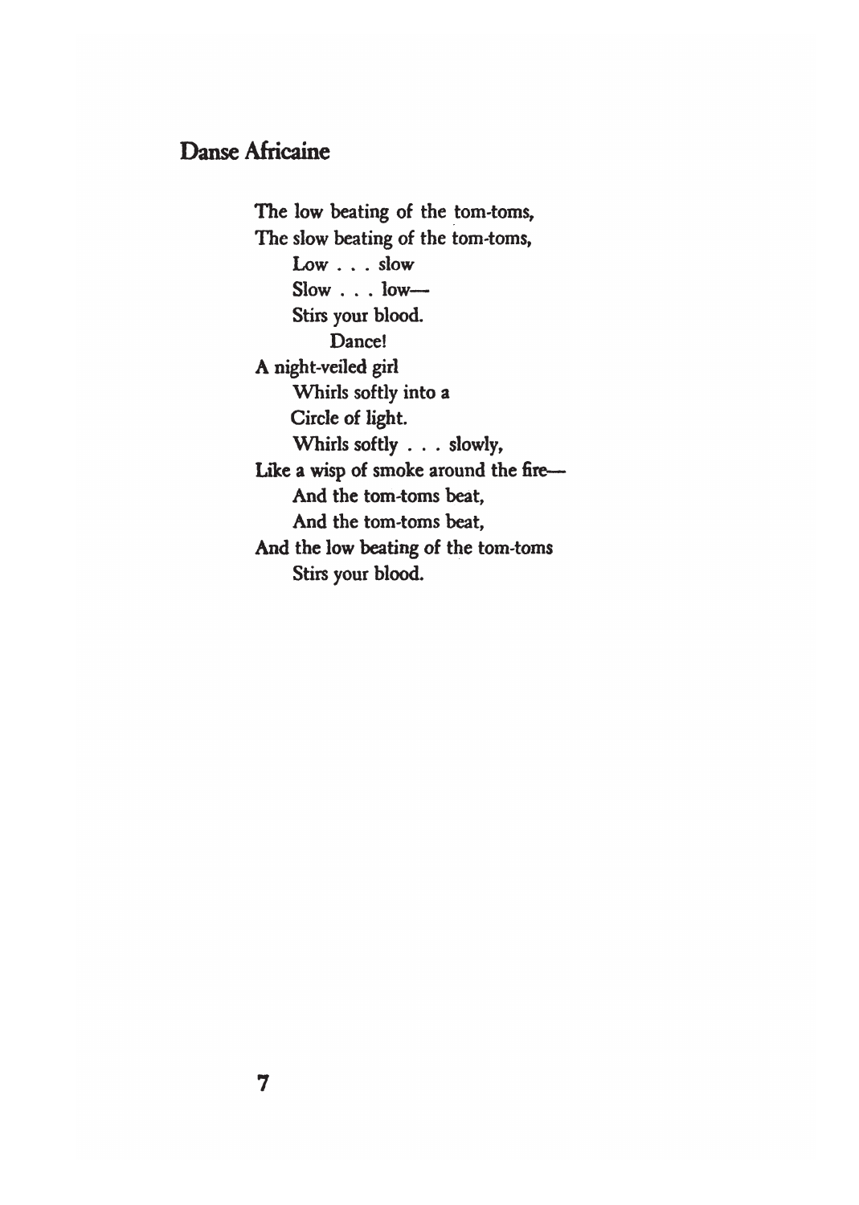## Danse Africaine

The low beating of the tom-toms,
The slow beating of the tom-toms,
Low . . . slow
Slow . . . low—
Stirs your blood.
Dance!
A night-veiled girl
Whirls softly into a
Circle of light.
Whirls softly . . . slowly,
Like a wisp of smoke around the fire—
And the tom-toms beat,
And the tom-toms beat,
And the low beating of the tom-toms
Stirs your blood.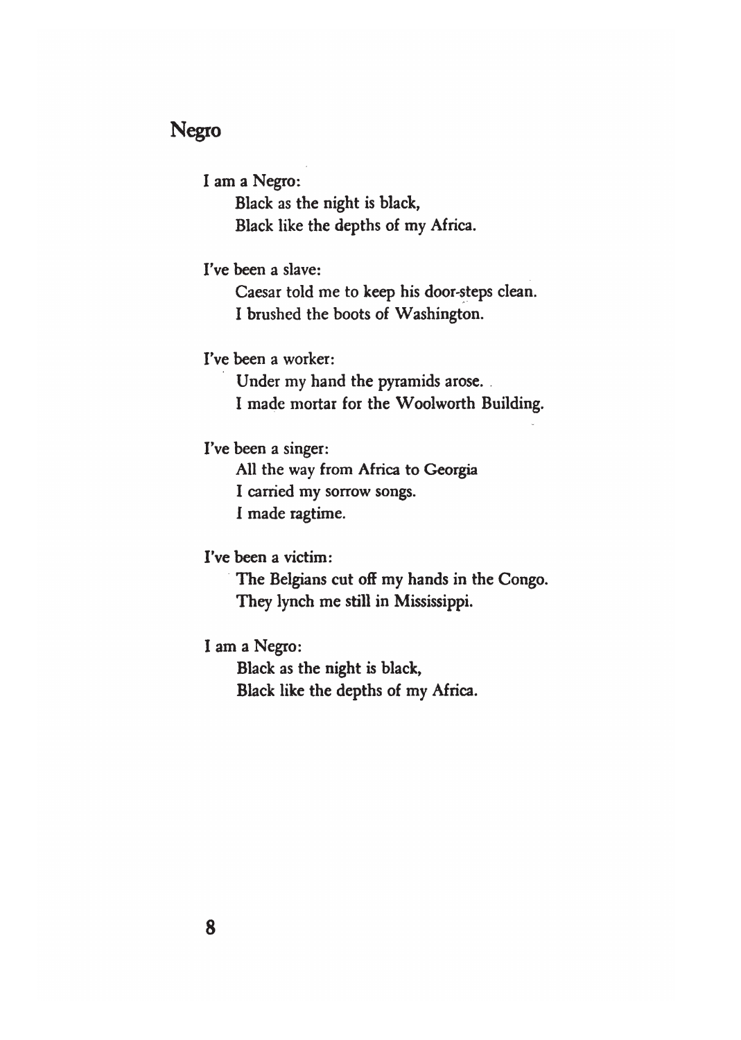## Negro

I am a Negro:
  Black as the night is black,
  Black like the depths of my Africa.

I've been a slave:
  Caesar told me to keep his door-steps clean.
  I brushed the boots of Washington.

I've been a worker:
  Under my hand the pyramids arose.
  I made mortar for the Woolworth Building.

I've been a singer:
  All the way from Africa to Georgia
  I carried my sorrow songs.
  I made ragtime.

I've been a victim:
  The Belgians cut off my hands in the Congo.
  They lynch me still in Mississippi.

I am a Negro:
  Black as the night is black,
  Black like the depths of my Africa.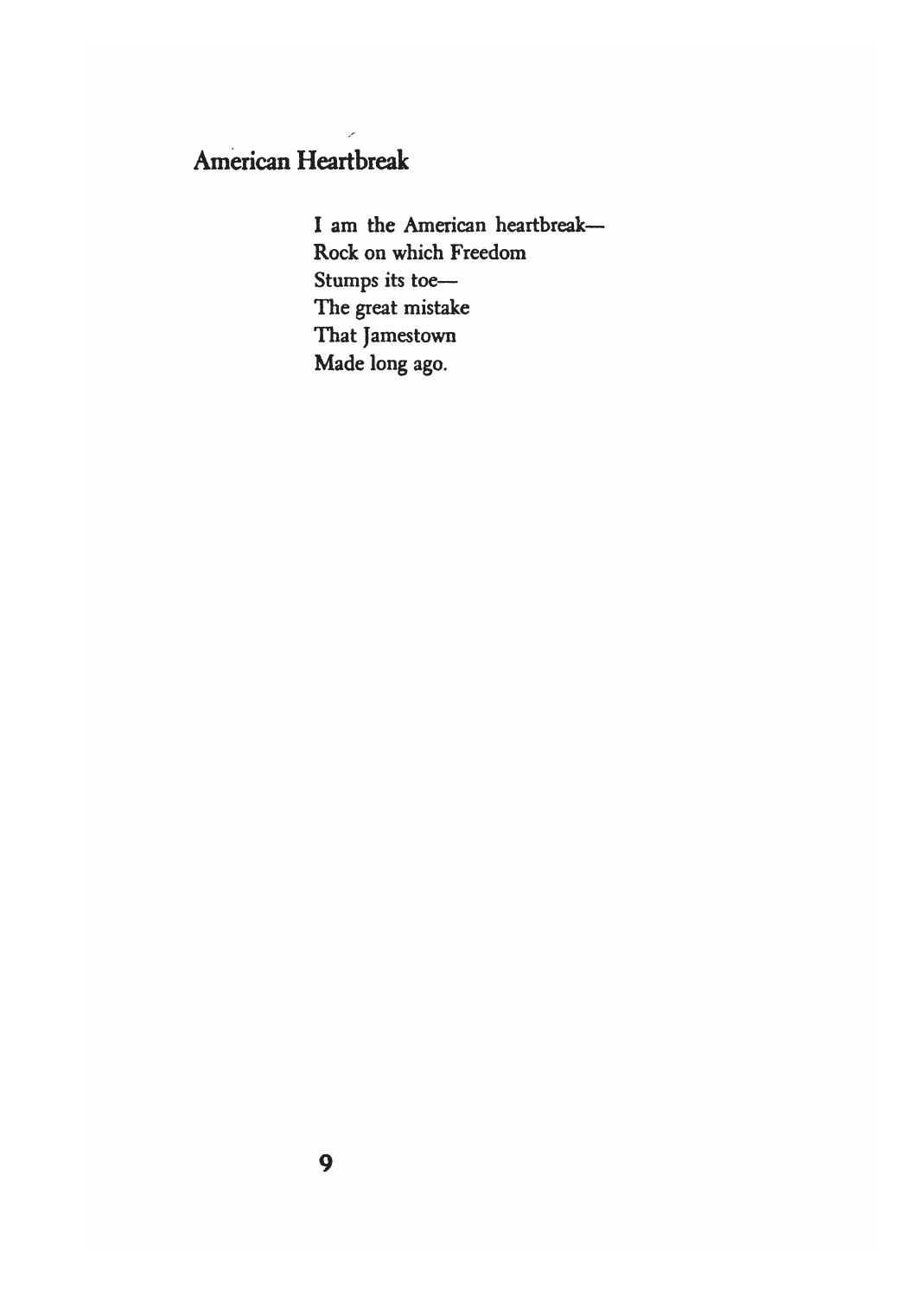## American Heartbreak

I am the American heartbreak—  
Rock on which Freedom  
Stumps its toe—  
The great mistake  
That Jamestown  
Made long ago.